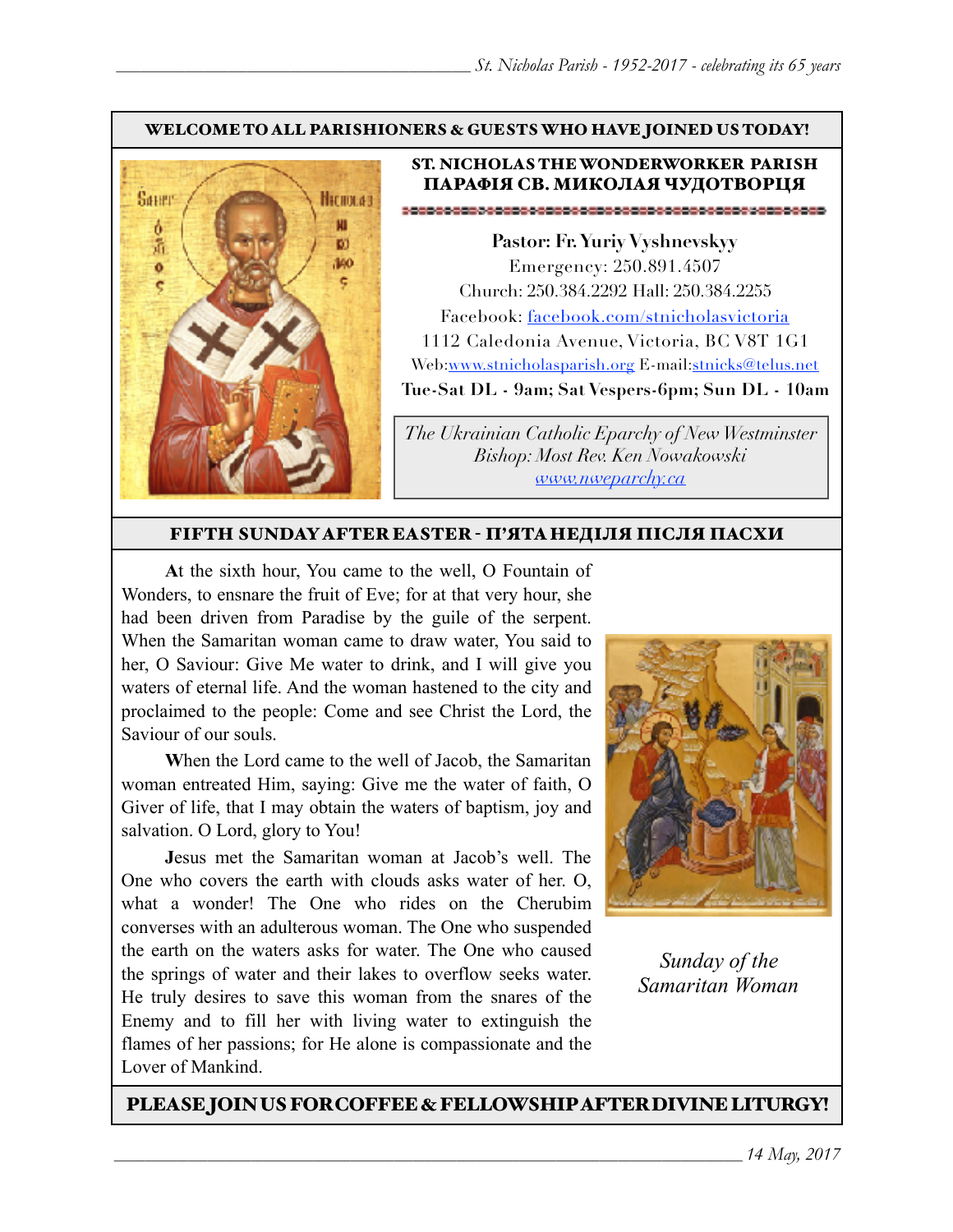**WELCOME TO ALL PARISHIONERS & GUESTS WHO HAVE JOINED US TODAY!**

## ST. NICHOLAS THE WONDERWORKER PARISH
## ПАРАФІЯ СВ. МИКОЛАЯ ЧУДОТВОРЦЯ

**Pastor: Fr. Yuriy Vyshnevskyy**
Emergency: 250.891.4507
Church: 250.384.2292 Hall: 250.384.2255
Facebook: facebook.com/stnicholasvictoria
1112 Caledonia Avenue, Victoria, BC V8T 1G1
Web:www.stnicholasparish.org E-mail:stnicks@telus.net
**Tue-Sat DL - 9am; Sat Vespers-6pm; Sun DL - 10am**

*The Ukrainian Catholic Eparchy of New Westminster*
*Bishop: Most Rev. Ken Nowakowski*
*www.nweparchy.ca*

## FIFTH SUNDAY AFTER EASTER - П'ЯТА НЕДІЛЯ ПІСЛЯ ПАСХИ

**A**t the sixth hour, You came to the well, O Fountain of Wonders, to ensnare the fruit of Eve; for at that very hour, she had been driven from Paradise by the guile of the serpent. When the Samaritan woman came to draw water, You said to her, O Saviour: Give Me water to drink, and I will give you waters of eternal life. And the woman hastened to the city and proclaimed to the people: Come and see Christ the Lord, the Saviour of our souls.

**W**hen the Lord came to the well of Jacob, the Samaritan woman entreated Him, saying: Give me the water of faith, O Giver of life, that I may obtain the waters of baptism, joy and salvation. O Lord, glory to You!

**J**esus met the Samaritan woman at Jacob's well. The One who covers the earth with clouds asks water of her. O, what a wonder! The One who rides on the Cherubim converses with an adulterous woman. The One who suspended the earth on the waters asks for water. The One who caused the springs of water and their lakes to overflow seeks water. He truly desires to save this woman from the snares of the Enemy and to fill her with living water to extinguish the flames of her passions; for He alone is compassionate and the Lover of Mankind.

*Sunday of the Samaritan Woman*

**PLEASE JOIN US FOR COFFEE & FELLOWSHIP AFTER DIVINE LITURGY!**

*14 May, 2017*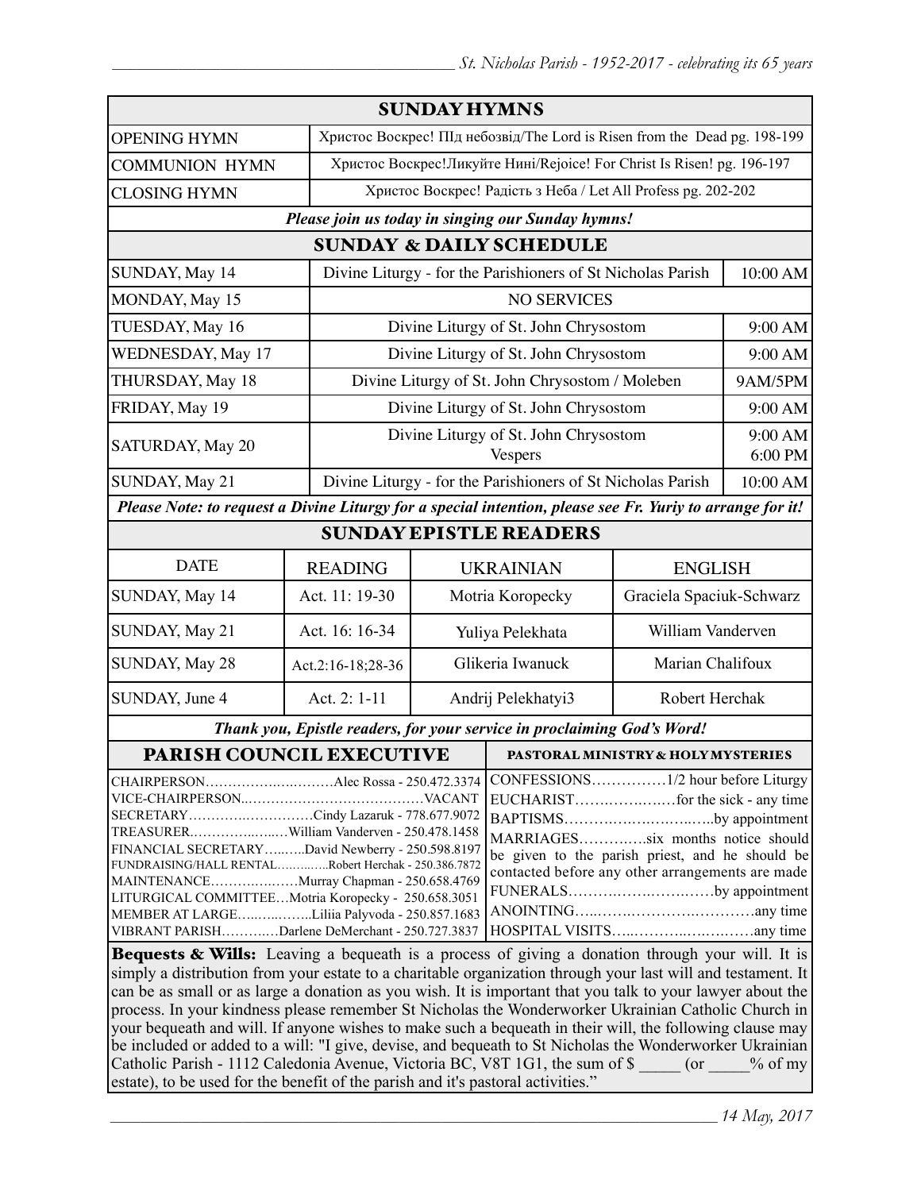## SUNDAY HYMNS

| | |
|---|---|
| OPENING HYMN | Христос Воскрес! ПІд небозвід/The Lord is Risen from the Dead pg. 198-199 |
| COMMUNION HYMN | Христос Воскрес!Ликуйте Нині/Rejoice! For Christ Is Risen! pg. 196-197 |
| CLOSING HYMN | Христос Воскрес! Радість з Неба / Let All Profess pg. 202-202 |

***Please join us today in singing our Sunday hymns!***

## SUNDAY & DAILY SCHEDULE

| | | |
|---|---|---|
| SUNDAY, May 14 | Divine Liturgy - for the Parishioners of St Nicholas Parish | 10:00 AM |
| MONDAY, May 15 | NO SERVICES | |
| TUESDAY, May 16 | Divine Liturgy of St. John Chrysostom | 9:00 AM |
| WEDNESDAY, May 17 | Divine Liturgy of St. John Chrysostom | 9:00 AM |
| THURSDAY, May 18 | Divine Liturgy of St. John Chrysostom / Moleben | 9AM/5PM |
| FRIDAY, May 19 | Divine Liturgy of St. John Chrysostom | 9:00 AM |
| SATURDAY, May 20 | Divine Liturgy of St. John Chrysostom<br>Vespers | 9:00 AM<br>6:00 PM |
| SUNDAY, May 21 | Divine Liturgy - for the Parishioners of St Nicholas Parish | 10:00 AM |

***Please Note: to request a Divine Liturgy for a special intention, please see Fr. Yuriy to arrange for it!***

## SUNDAY EPISTLE READERS

| DATE | READING | UKRAINIAN | ENGLISH |
|---|---|---|---|
| SUNDAY, May 14 | Act. 11: 19-30 | Motria Koropecky | Graciela Spaciuk-Schwarz |
| SUNDAY, May 21 | Act. 16: 16-34 | Yuliya Pelekhata | William Vanderven |
| SUNDAY, May 28 | Act.2:16-18;28-36 | Glikeria Iwanuck | Marian Chalifoux |
| SUNDAY, June 4 | Act. 2: 1-11 | Andrij Pelekhatyi3 | Robert Herchak |

***Thank you, Epistle readers, for your service in proclaiming God's Word!***

## PARISH COUNCIL EXECUTIVE

- CHAIRPERSON……………………Alec Rossa - 250.472.3374
- VICE-CHAIRPERSON……………………………VACANT
- SECRETARY……………………Cindy Lazaruk - 778.677.9072
- TREASURER……………William Vanderven - 250.478.1458
- FINANCIAL SECRETARY……David Newberry - 250.598.8197
- FUNDRAISING/HALL RENTAL…………Robert Herchak - 250.386.7872
- MAINTENANCE……………Murray Chapman - 250.658.4769
- LITURGICAL COMMITTEE…Motria Koropecky - 250.658.3051
- MEMBER AT LARGE…………Liliia Palyvoda - 250.857.1683
- VIBRANT PARISH…………Darlene DeMerchant - 250.727.3837

## PASTORAL MINISTRY & HOLY MYSTERIES

- CONFESSIONS……………1/2 hour before Liturgy
- EUCHARIST……………for the sick - any time
- BAPTISMS……………………by appointment
- MARRIAGES…………six months notice should be given to the parish priest, and he should be contacted before any other arrangements are made
- FUNERALS……………………by appointment
- ANOINTING……………………………any time
- HOSPITAL VISITS……………………any time

**Bequests & Wills:** Leaving a bequeath is a process of giving a donation through your will. It is simply a distribution from your estate to a charitable organization through your last will and testament. It can be as small or as large a donation as you wish. It is important that you talk to your lawyer about the process. In your kindness please remember St Nicholas the Wonderworker Ukrainian Catholic Church in your bequeath and will. If anyone wishes to make such a bequeath in their will, the following clause may be included or added to a will: "I give, devise, and bequeath to St Nicholas the Wonderworker Ukrainian Catholic Parish - 1112 Caledonia Avenue, Victoria BC, V8T 1G1, the sum of $ _____ (or _____% of my estate), to be used for the benefit of the parish and it's pastoral activities."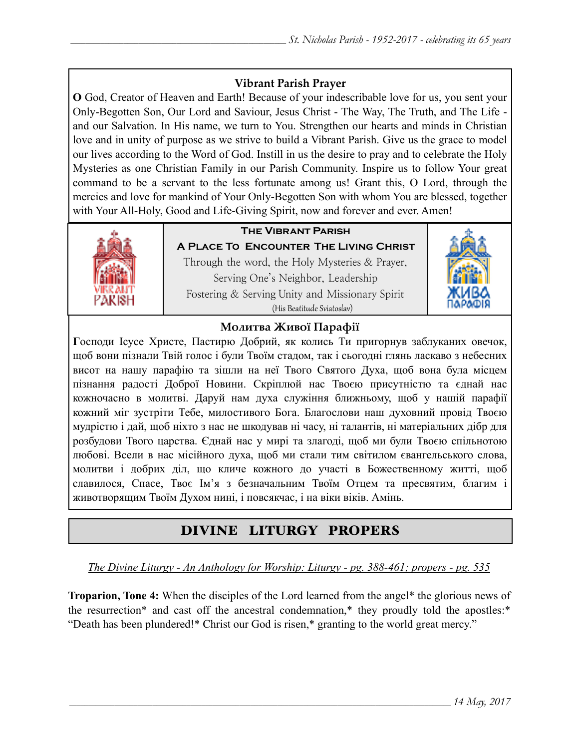### Vibrant Parish Prayer

**O** God, Creator of Heaven and Earth! Because of your indescribable love for us, you sent your Only-Begotten Son, Our Lord and Saviour, Jesus Christ - The Way, The Truth, and The Life - and our Salvation. In His name, we turn to You. Strengthen our hearts and minds in Christian love and in unity of purpose as we strive to build a Vibrant Parish. Give us the grace to model our lives according to the Word of God. Instill in us the desire to pray and to celebrate the Holy Mysteries as one Christian Family in our Parish Community. Inspire us to follow Your great command to be a servant to the less fortunate among us! Grant this, O Lord, through the mercies and love for mankind of Your Only-Begotten Son with whom You are blessed, together with Your All-Holy, Good and Life-Giving Spirit, now and forever and ever. Amen!

**The Vibrant Parish**

**A Place To Encounter The Living Christ**

Through the word, the Holy Mysteries & Prayer,
Serving One's Neighbor, Leadership
Fostering & Serving Unity and Missionary Spirit
(His Beatitude Sviatoslav)

### Молитва Живої Парафії

**Г**осподи Ісусе Христе, Пастирю Добрий, як колись Ти пригорнув заблуканих овечок, щоб вони пізнали Твій голос і були Твоїм стадом, так і сьогодні глянь ласкаво з небесних висот на нашу парафію та зішли на неї Твого Святого Духа, щоб вона була місцем пізнання радості Доброї Новини. Скріплюй нас Твоєю присутністю та єднай нас кожночасно в молитві. Даруй нам духа служіння ближньому, щоб у нашій парафії кожний міг зустріти Тебе, милостивого Бога. Благослови наш духовний провід Твоєю мудрістю і дай, щоб ніхто з нас не шкодував ні часу, ні талантів, ні матеріальних дібр для розбудови Твого царства. Єднай нас у мирі та злагоді, щоб ми були Твоєю спільнотою любові. Всели в нас місійного духа, щоб ми стали тим світилом євангельського слова, молитви і добрих діл, що кличе кожного до участі в Божественному житті, щоб славилося, Спасе, Твоє Ім'я з безначальним Твоїм Отцем та пресвятим, благим і животворящим Твоїм Духом нині, і повсякчас, і на віки віків. Амінь.

## DIVINE LITURGY PROPERS

*The Divine Liturgy - An Anthology for Worship: Liturgy - pg. 388-461; propers - pg. 535*

**Troparion, Tone 4:** When the disciples of the Lord learned from the angel* the glorious news of the resurrection* and cast off the ancestral condemnation,* they proudly told the apostles:* "Death has been plundered!* Christ our God is risen,* granting to the world great mercy."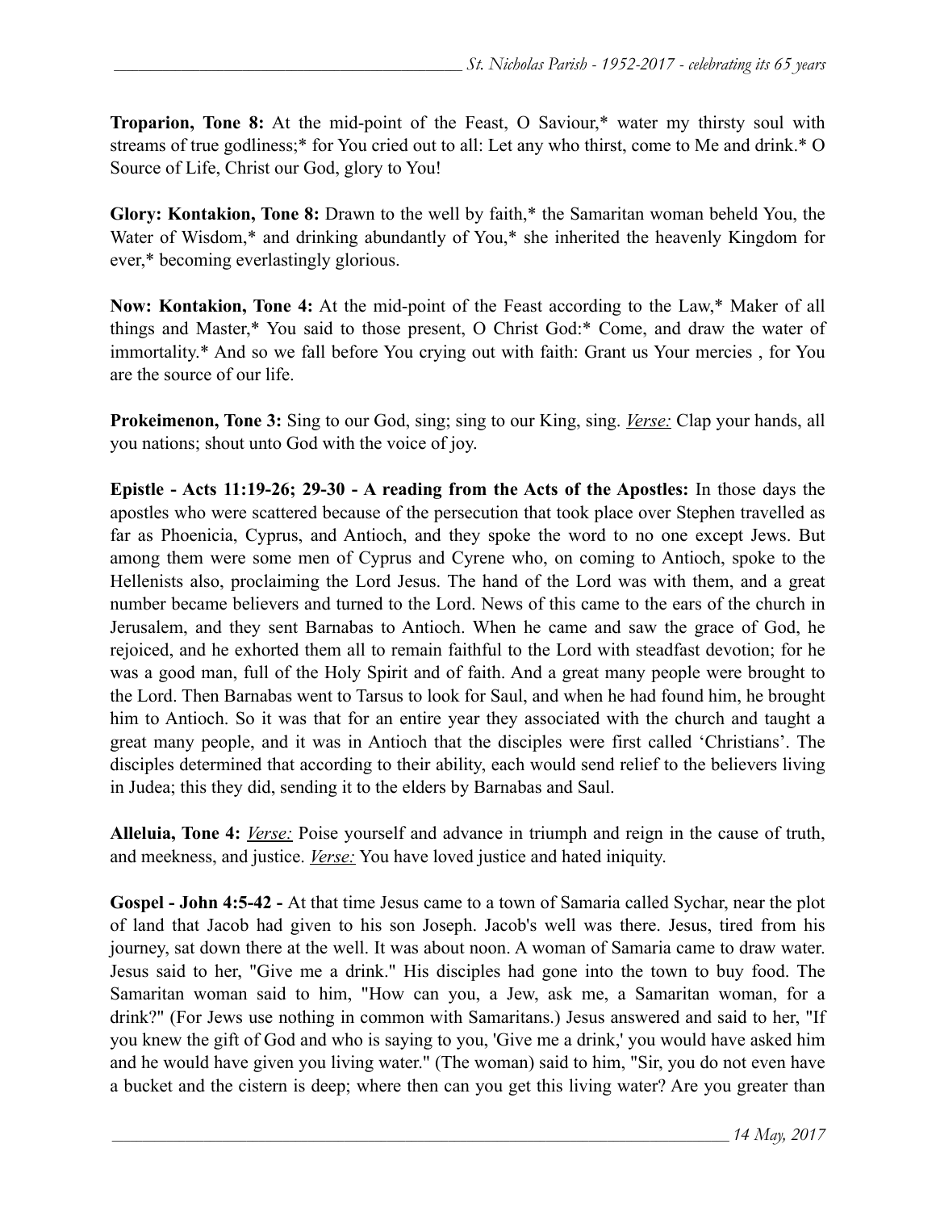**Troparion, Tone 8:** At the mid-point of the Feast, O Saviour,* water my thirsty soul with streams of true godliness;* for You cried out to all: Let any who thirst, come to Me and drink.* O Source of Life, Christ our God, glory to You!

**Glory: Kontakion, Tone 8:** Drawn to the well by faith,* the Samaritan woman beheld You, the Water of Wisdom,* and drinking abundantly of You,* she inherited the heavenly Kingdom for ever,* becoming everlastingly glorious.

**Now: Kontakion, Tone 4:** At the mid-point of the Feast according to the Law,* Maker of all things and Master,* You said to those present, O Christ God:* Come, and draw the water of immortality.* And so we fall before You crying out with faith: Grant us Your mercies , for You are the source of our life.

**Prokeimenon, Tone 3:** Sing to our God, sing; sing to our King, sing. *Verse:* Clap your hands, all you nations; shout unto God with the voice of joy.

**Epistle - Acts 11:19-26; 29-30 - A reading from the Acts of the Apostles:** In those days the apostles who were scattered because of the persecution that took place over Stephen travelled as far as Phoenicia, Cyprus, and Antioch, and they spoke the word to no one except Jews. But among them were some men of Cyprus and Cyrene who, on coming to Antioch, spoke to the Hellenists also, proclaiming the Lord Jesus. The hand of the Lord was with them, and a great number became believers and turned to the Lord. News of this came to the ears of the church in Jerusalem, and they sent Barnabas to Antioch. When he came and saw the grace of God, he rejoiced, and he exhorted them all to remain faithful to the Lord with steadfast devotion; for he was a good man, full of the Holy Spirit and of faith. And a great many people were brought to the Lord. Then Barnabas went to Tarsus to look for Saul, and when he had found him, he brought him to Antioch. So it was that for an entire year they associated with the church and taught a great many people, and it was in Antioch that the disciples were first called 'Christians'. The disciples determined that according to their ability, each would send relief to the believers living in Judea; this they did, sending it to the elders by Barnabas and Saul.

**Alleluia, Tone 4:** *Verse:* Poise yourself and advance in triumph and reign in the cause of truth, and meekness, and justice. *Verse:* You have loved justice and hated iniquity.

**Gospel - John 4:5-42 -** At that time Jesus came to a town of Samaria called Sychar, near the plot of land that Jacob had given to his son Joseph. Jacob's well was there. Jesus, tired from his journey, sat down there at the well. It was about noon. A woman of Samaria came to draw water. Jesus said to her, "Give me a drink." His disciples had gone into the town to buy food. The Samaritan woman said to him, "How can you, a Jew, ask me, a Samaritan woman, for a drink?" (For Jews use nothing in common with Samaritans.) Jesus answered and said to her, "If you knew the gift of God and who is saying to you, 'Give me a drink,' you would have asked him and he would have given you living water." (The woman) said to him, "Sir, you do not even have a bucket and the cistern is deep; where then can you get this living water? Are you greater than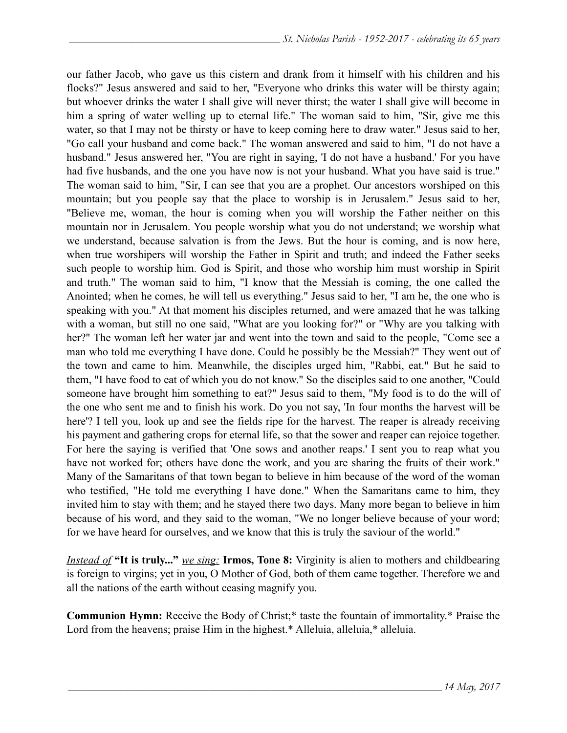our father Jacob, who gave us this cistern and drank from it himself with his children and his flocks?" Jesus answered and said to her, "Everyone who drinks this water will be thirsty again; but whoever drinks the water I shall give will never thirst; the water I shall give will become in him a spring of water welling up to eternal life." The woman said to him, "Sir, give me this water, so that I may not be thirsty or have to keep coming here to draw water." Jesus said to her, "Go call your husband and come back." The woman answered and said to him, "I do not have a husband." Jesus answered her, "You are right in saying, 'I do not have a husband.' For you have had five husbands, and the one you have now is not your husband. What you have said is true." The woman said to him, "Sir, I can see that you are a prophet. Our ancestors worshiped on this mountain; but you people say that the place to worship is in Jerusalem." Jesus said to her, "Believe me, woman, the hour is coming when you will worship the Father neither on this mountain nor in Jerusalem. You people worship what you do not understand; we worship what we understand, because salvation is from the Jews. But the hour is coming, and is now here, when true worshipers will worship the Father in Spirit and truth; and indeed the Father seeks such people to worship him. God is Spirit, and those who worship him must worship in Spirit and truth." The woman said to him, "I know that the Messiah is coming, the one called the Anointed; when he comes, he will tell us everything." Jesus said to her, "I am he, the one who is speaking with you." At that moment his disciples returned, and were amazed that he was talking with a woman, but still no one said, "What are you looking for?" or "Why are you talking with her?" The woman left her water jar and went into the town and said to the people, "Come see a man who told me everything I have done. Could he possibly be the Messiah?" They went out of the town and came to him. Meanwhile, the disciples urged him, "Rabbi, eat." But he said to them, "I have food to eat of which you do not know." So the disciples said to one another, "Could someone have brought him something to eat?" Jesus said to them, "My food is to do the will of the one who sent me and to finish his work. Do you not say, 'In four months the harvest will be here'? I tell you, look up and see the fields ripe for the harvest. The reaper is already receiving his payment and gathering crops for eternal life, so that the sower and reaper can rejoice together. For here the saying is verified that 'One sows and another reaps.' I sent you to reap what you have not worked for; others have done the work, and you are sharing the fruits of their work." Many of the Samaritans of that town began to believe in him because of the word of the woman who testified, "He told me everything I have done." When the Samaritans came to him, they invited him to stay with them; and he stayed there two days. Many more began to believe in him because of his word, and they said to the woman, "We no longer believe because of your word; for we have heard for ourselves, and we know that this is truly the saviour of the world."

*Instead of* **"It is truly..."** *we sing:* **Irmos, Tone 8:** Virginity is alien to mothers and childbearing is foreign to virgins; yet in you, O Mother of God, both of them came together. Therefore we and all the nations of the earth without ceasing magnify you.

**Communion Hymn:** Receive the Body of Christ;* taste the fountain of immortality.* Praise the Lord from the heavens; praise Him in the highest.* Alleluia, alleluia,* alleluia.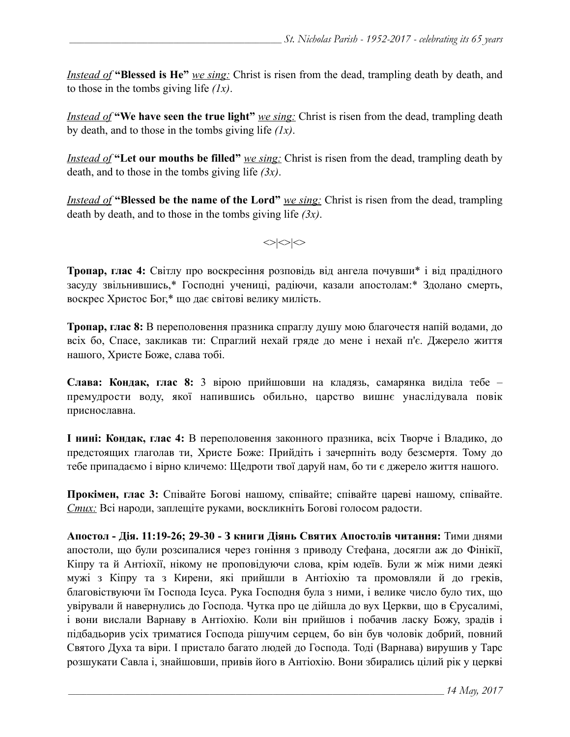*Instead of* **"Blessed is He"** *we sing:* Christ is risen from the dead, trampling death by death, and to those in the tombs giving life *(1x)*.

*Instead of* **"We have seen the true light"** *we sing:* Christ is risen from the dead, trampling death by death, and to those in the tombs giving life *(1x)*.

*Instead of* **"Let our mouths be filled"** *we sing:* Christ is risen from the dead, trampling death by death, and to those in the tombs giving life *(3x)*.

*Instead of* **"Blessed be the name of the Lord"** *we sing:* Christ is risen from the dead, trampling death by death, and to those in the tombs giving life *(3x)*.

<>|<>|<>

**Тропар, глас 4:** Світлу про воскресіння розповідь від ангела почувши* і від прадідного засуду звільнившись,* Господні учениці, радіючи, казали апостолам:* Здолано смерть, воскрес Христос Бог,* що дає світові велику милість.

**Тропар, глас 8:** В переполовення празника спраглу душу мою благочестя напій водами, до всіх бо, Спасе, закликав ти: Спраглий нехай гряде до мене і нехай п'є. Джерело життя нашого, Христе Боже, слава тобі.

**Слава: Кондак, глас 8:** З вірою прийшовши на кладязь, самарянка виділа тебе – премудрости воду, якої напившись обильно, царство вишнє унаслідувала повік приснославна.

**І нині: Кондак, глас 4:** В переполовення законного празника, всіх Творче і Владико, до предстоящих глаголав ти, Христе Боже: Прийдіть і зачерпніть воду безсмертя. Тому до тебе припадаємо і вірно кличемо: Щедроти твої даруй нам, бо ти є джерело життя нашого.

**Прокімен, глас 3:** Співайте Богові нашому, співайте; співайте цареві нашому, співайте. *Стих:* Всі народи, заплещіте руками, воскликніть Богові голосом радости.

**Апостол - Дія. 11:19-26; 29-30 - З книги Діянь Святих Апостолів читання:** Тими днями апостоли, що були розсипалися через гоніння з приводу Стефана, досягли аж до Фінікії, Кіпру та й Антіохії, нікому не проповідуючи слова, крім юдеїв. Були ж між ними деякі мужі з Кіпру та з Кирени, які прийшли в Антіохію та промовляли й до греків, благовіствуючи їм Господа Ісуса. Рука Господня була з ними, і велике число було тих, що увірували й навернулись до Господа. Чутка про це дійшла до вух Церкви, що в Єрусалимі, і вони вислали Варнаву в Антіохію. Коли він прийшов і побачив ласку Божу, зрадів і підбадьорив усіх триматися Господа рішучим серцем, бо він був чоловік добрий, повний Святого Духа та віри. І пристало багато людей до Господа. Тоді (Варнава) вирушив у Тарс розшукати Савла і, знайшовши, привів його в Антіохію. Вони збирались цілий рік у церкві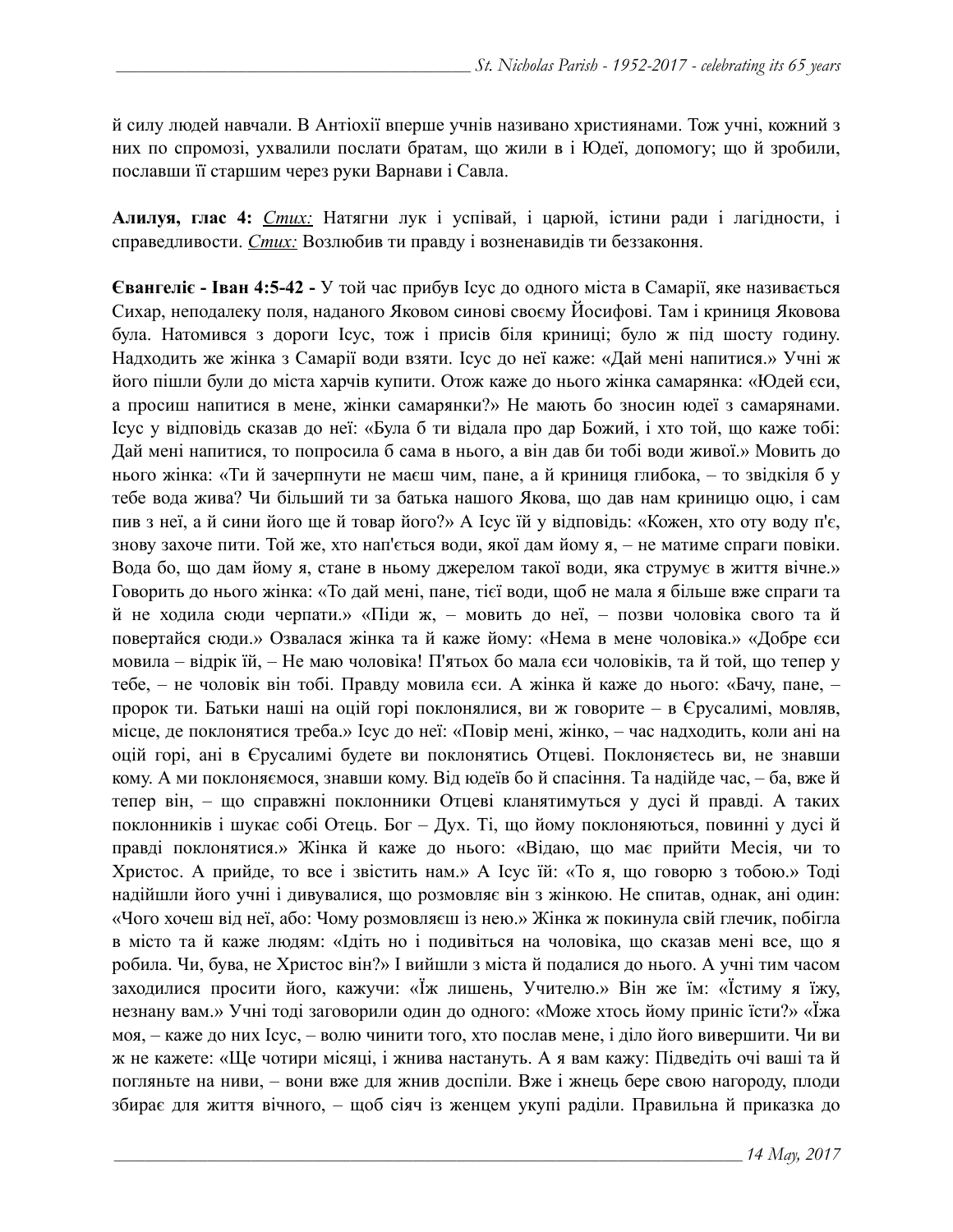й силу людей навчали. В Антіохії вперше учнів називано християнами. Тож учні, кожний з них по спромозі, ухвалили послати братам, що жили в і Юдеї, допомогу; що й зробили, пославши її старшим через руки Варнави і Савла.

**Алилуя, глас 4:** *Стих:* Натягни лук і успівай, і царюй, істини ради і лагідности, і справедливости. *Стих:* Возлюбив ти правду і возненавидів ти беззаконня.

**Євангеліє - Іван 4:5-42 -** У той час прибув Ісус до одного міста в Самарії, яке називається Сихар, неподалеку поля, наданого Яковом синові своєму Йосифові. Там і криниця Яковова була. Натомився з дороги Ісус, тож і присів біля криниці; було ж під шосту годину. Надходить же жінка з Самарії води взяти. Ісус до неї каже: «Дай мені напитися.» Учні ж його пішли були до міста харчів купити. Отож каже до нього жінка самарянка: «Юдей єси, а просиш напитися в мене, жінки самарянки?» Не мають бо зносин юдеї з самарянами. Ісус у відповідь сказав до неї: «Була б ти відала про дар Божий, і хто той, що каже тобі: Дай мені напитися, то попросила б сама в нього, а він дав би тобі води живої.» Мовить до нього жінка: «Ти й зачерпнути не маєш чим, пане, а й криниця глибока, – то звідкіля б у тебе вода жива? Чи більший ти за батька нашого Якова, що дав нам криницю оцю, і сам пив з неї, а й сини його ще й товар його?» А Ісус їй у відповідь: «Кожен, хто оту воду п'є, знову захоче пити. Той же, хто нап'ється води, якої дам йому я, – не матиме спраги повіки. Вода бо, що дам йому я, стане в ньому джерелом такої води, яка струмує в життя вічне.» Говорить до нього жінка: «То дай мені, пане, тієї води, щоб не мала я більше вже спраги та й не ходила сюди черпати.» «Піди ж, – мовить до неї, – позви чоловіка свого та й повертайся сюди.» Озвалася жінка та й каже йому: «Нема в мене чоловіка.» «Добре єси мовила – відрік їй, – Не маю чоловіка! П'ятьох бо мала єси чоловіків, та й той, що тепер у тебе, – не чоловік він тобі. Правду мовила єси. А жінка й каже до нього: «Бачу, пане, – пророк ти. Батьки наші на оцій горі поклонялися, ви ж говорите – в Єрусалимі, мовляв, місце, де поклонятися треба.» Ісус до неї: «Повір мені, жінко, – час надходить, коли ані на оцій горі, ані в Єрусалимі будете ви поклонятись Отцеві. Поклоняєтесь ви, не знавши кому. А ми поклоняємося, знавши кому. Від юдеїв бо й спасіння. Та надійде час, – ба, вже й тепер він, – що справжні поклонники Отцеві кланятимуться у дусі й правді. А таких поклонників і шукає собі Отець. Бог – Дух. Ті, що йому поклоняються, повинні у дусі й правді поклонятися.» Жінка й каже до нього: «Відаю, що має прийти Месія, чи то Христос. А прийде, то все і звістить нам.» А Ісус їй: «То я, що говорю з тобою.» Тоді надійшли його учні і дивувалися, що розмовляє він з жінкою. Не спитав, однак, ані один: «Чого хочеш від неї, або: Чому розмовляєш із нею.» Жінка ж покинула свій глечик, побігла в місто та й каже людям: «Ідіть но і подивіться на чоловіка, що сказав мені все, що я робила. Чи, бува, не Христос він?» І вийшли з міста й подалися до нього. А учні тим часом заходилися просити його, кажучи: «Їж лишень, Учителю.» Він же їм: «Їстиму я їжу, незнану вам.» Учні тоді заговорили один до одного: «Може хтось йому приніс їсти?» «Їжа моя, – каже до них Ісус, – волю чинити того, хто послав мене, і діло його вивершити. Чи ви ж не кажете: «Ще чотири місяці, і жнива настануть. А я вам кажу: Підведіть очі ваші та й погляньте на ниви, – вони вже для жнив доспіли. Вже і жнець бере свою нагороду, плоди збирає для життя вічного, – щоб сіяч із женцем укупі раділи. Правильна й приказка до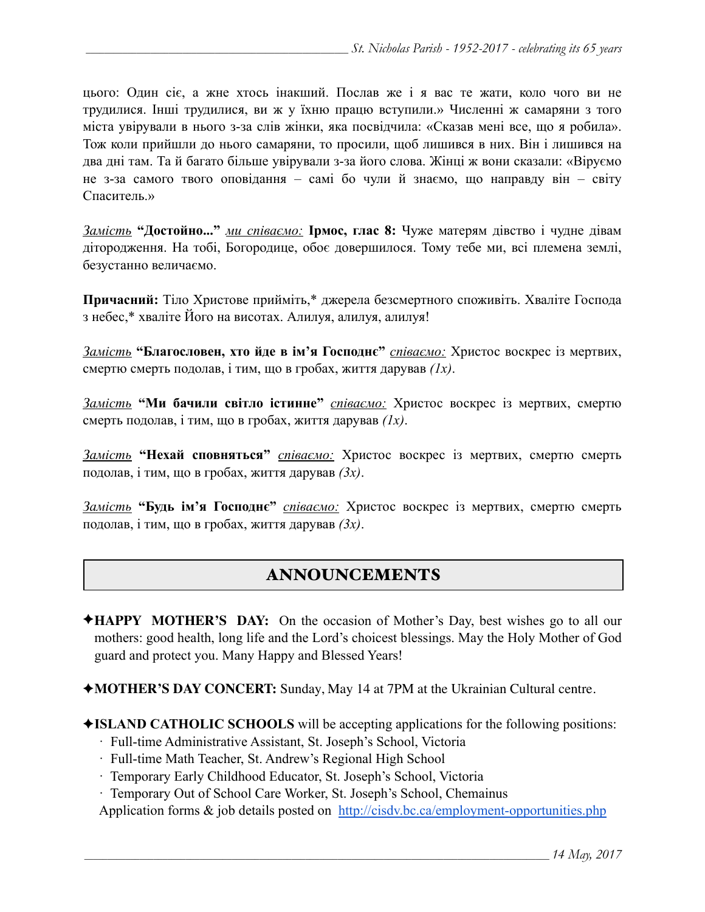цього: Один сіє, а жне хтось інакший. Послав же і я вас те жати, коло чого ви не трудилися. Інші трудилися, ви ж у їхню працю вступили.» Численні ж самаряни з того міста увірували в нього з-за слів жінки, яка посвідчила: «Сказав мені все, що я робила». Тож коли прийшли до нього самаряни, то просили, щоб лишився в них. Він і лишився на два дні там. Та й багато більше увірували з-за його слова. Жінці ж вони сказали: «Віруємо не з-за самого твого оповідання – самі бо чули й знаємо, що направду він – світу Спаситель.»

*Замість* **"Достойно..."** *ми співаємо:* **Ірмос, глас 8:** Чуже матерям дівство і чудне дівам дітородження. На тобі, Богородице, обоє довершилося. Тому тебе ми, всі племена землі, безустанно величаємо.

**Причасний:** Тіло Христове прийміть,* джерела безсмертного споживіть. Хваліте Господа з небес,* хваліте Його на висотах. Алилуя, алилуя, алилуя!

*Замість* **"Благословен, хто йде в ім'я Господнє"** *співаємо:* Христос воскрес із мертвих, смертю смерть подолав, і тим, що в гробах, життя дарував *(1x)*.

*Замість* **"Ми бачили світло істинне"** *співаємо:* Христос воскрес із мертвих, смертю смерть подолав, і тим, що в гробах, життя дарував *(1x)*.

*Замість* **"Нехай сповняться"** *співаємо:* Христос воскрес із мертвих, смертю смерть подолав, і тим, що в гробах, життя дарував *(3x)*.

*Замість* **"Будь ім'я Господнє"** *співаємо:* Христос воскрес із мертвих, смертю смерть подолав, і тим, що в гробах, життя дарував *(3x)*.

## ANNOUNCEMENTS

✦**HAPPY MOTHER'S DAY:** On the occasion of Mother's Day, best wishes go to all our mothers: good health, long life and the Lord's choicest blessings. May the Holy Mother of God guard and protect you. Many Happy and Blessed Years!

✦**MOTHER'S DAY CONCERT:** Sunday, May 14 at 7PM at the Ukrainian Cultural centre.

✦**ISLAND CATHOLIC SCHOOLS** will be accepting applications for the following positions:
- Full-time Administrative Assistant, St. Joseph's School, Victoria
- Full-time Math Teacher, St. Andrew's Regional High School
- Temporary Early Childhood Educator, St. Joseph's School, Victoria
- Temporary Out of School Care Worker, St. Joseph's School, Chemainus

Application forms & job details posted on http://cisdv.bc.ca/employment-opportunities.php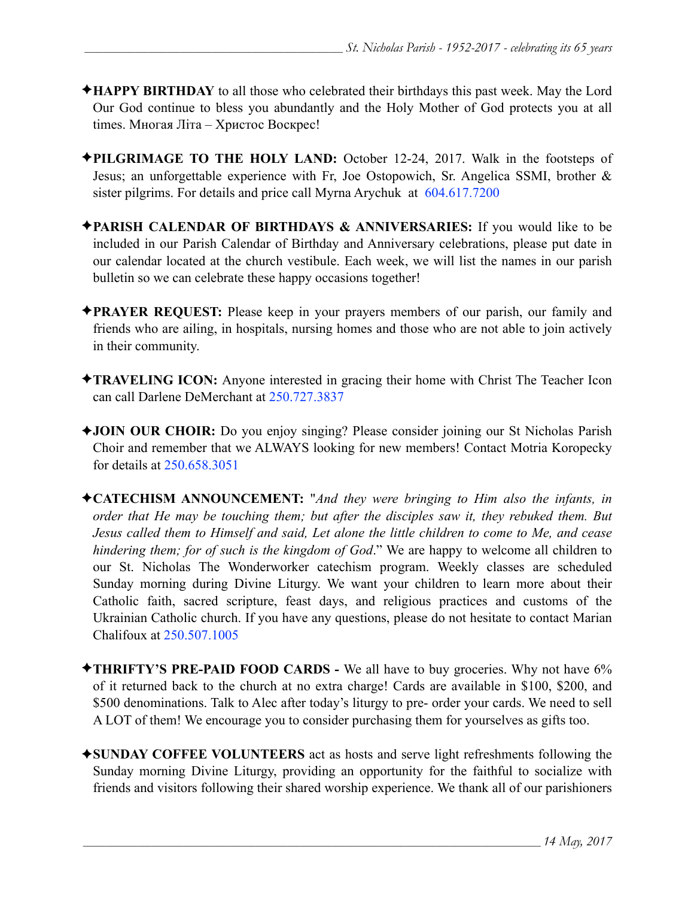✦**HAPPY BIRTHDAY** to all those who celebrated their birthdays this past week. May the Lord Our God continue to bless you abundantly and the Holy Mother of God protects you at all times. Многая Літа – Христос Воскрес!

✦**PILGRIMAGE TO THE HOLY LAND:** October 12-24, 2017. Walk in the footsteps of Jesus; an unforgettable experience with Fr, Joe Ostopowich, Sr. Angelica SSMI, brother & sister pilgrims. For details and price call Myrna Arychuk at 604.617.7200

✦**PARISH CALENDAR OF BIRTHDAYS & ANNIVERSARIES:** If you would like to be included in our Parish Calendar of Birthday and Anniversary celebrations, please put date in our calendar located at the church vestibule. Each week, we will list the names in our parish bulletin so we can celebrate these happy occasions together!

✦**PRAYER REQUEST:** Please keep in your prayers members of our parish, our family and friends who are ailing, in hospitals, nursing homes and those who are not able to join actively in their community.

✦**TRAVELING ICON:** Anyone interested in gracing their home with Christ The Teacher Icon can call Darlene DeMerchant at 250.727.3837

✦**JOIN OUR CHOIR:** Do you enjoy singing? Please consider joining our St Nicholas Parish Choir and remember that we ALWAYS looking for new members! Contact Motria Koropecky for details at 250.658.3051

✦**CATECHISM ANNOUNCEMENT:** "*And they were bringing to Him also the infants, in order that He may be touching them; but after the disciples saw it, they rebuked them. But Jesus called them to Himself and said, Let alone the little children to come to Me, and cease hindering them; for of such is the kingdom of God*." We are happy to welcome all children to our St. Nicholas The Wonderworker catechism program. Weekly classes are scheduled Sunday morning during Divine Liturgy. We want your children to learn more about their Catholic faith, sacred scripture, feast days, and religious practices and customs of the Ukrainian Catholic church. If you have any questions, please do not hesitate to contact Marian Chalifoux at 250.507.1005

✦**THRIFTY'S PRE-PAID FOOD CARDS -** We all have to buy groceries. Why not have 6% of it returned back to the church at no extra charge! Cards are available in $100, $200, and $500 denominations. Talk to Alec after today's liturgy to pre- order your cards. We need to sell A LOT of them! We encourage you to consider purchasing them for yourselves as gifts too.

✦**SUNDAY COFFEE VOLUNTEERS** act as hosts and serve light refreshments following the Sunday morning Divine Liturgy, providing an opportunity for the faithful to socialize with friends and visitors following their shared worship experience. We thank all of our parishioners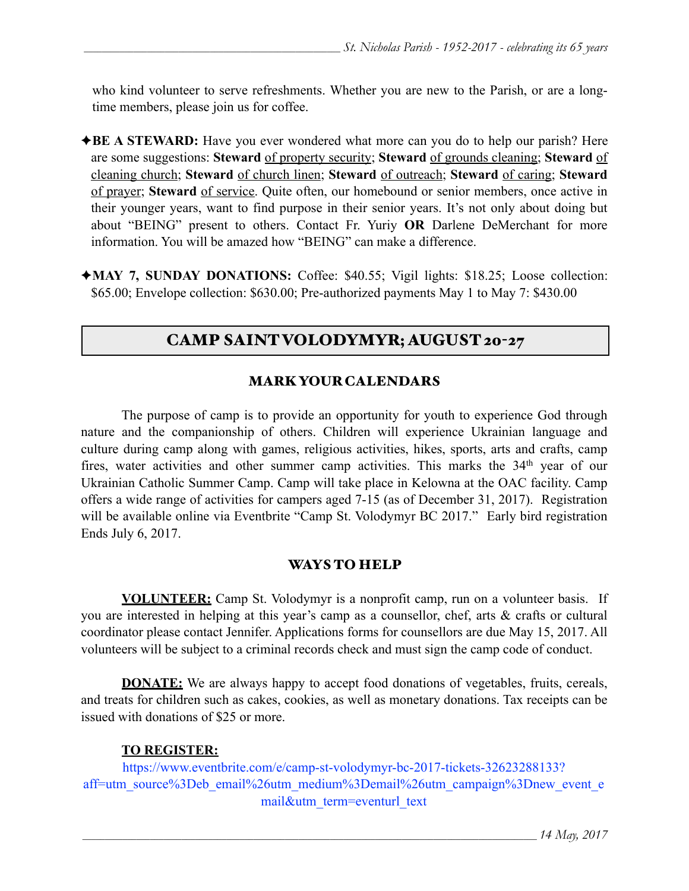who kind volunteer to serve refreshments. Whether you are new to the Parish, or are a long-time members, please join us for coffee.

✦**BE A STEWARD:** Have you ever wondered what more can you do to help our parish? Here are some suggestions: **Steward** of property security; **Steward** of grounds cleaning; **Steward** of cleaning church; **Steward** of church linen; **Steward** of outreach; **Steward** of caring; **Steward** of prayer; **Steward** of service. Quite often, our homebound or senior members, once active in their younger years, want to find purpose in their senior years. It's not only about doing but about "BEING" present to others. Contact Fr. Yuriy **OR** Darlene DeMerchant for more information. You will be amazed how "BEING" can make a difference.

✦**MAY 7, SUNDAY DONATIONS:** Coffee: $40.55; Vigil lights: $18.25; Loose collection: $65.00; Envelope collection: $630.00; Pre-authorized payments May 1 to May 7: $430.00

## CAMP SAINT VOLODYMYR; AUGUST 20-27

### MARK YOUR CALENDARS

The purpose of camp is to provide an opportunity for youth to experience God through nature and the companionship of others. Children will experience Ukrainian language and culture during camp along with games, religious activities, hikes, sports, arts and crafts, camp fires, water activities and other summer camp activities. This marks the 34th year of our Ukrainian Catholic Summer Camp. Camp will take place in Kelowna at the OAC facility. Camp offers a wide range of activities for campers aged 7-15 (as of December 31, 2017). Registration will be available online via Eventbrite "Camp St. Volodymyr BC 2017." Early bird registration Ends July 6, 2017.

### WAYS TO HELP

**VOLUNTEER:** Camp St. Volodymyr is a nonprofit camp, run on a volunteer basis. If you are interested in helping at this year's camp as a counsellor, chef, arts & crafts or cultural coordinator please contact Jennifer. Applications forms for counsellors are due May 15, 2017. All volunteers will be subject to a criminal records check and must sign the camp code of conduct.

**DONATE:** We are always happy to accept food donations of vegetables, fruits, cereals, and treats for children such as cakes, cookies, as well as monetary donations. Tax receipts can be issued with donations of $25 or more.

**TO REGISTER:**

https://www.eventbrite.com/e/camp-st-volodymyr-bc-2017-tickets-32623288133?aff=utm_source%3Deb_email%26utm_medium%3Demail%26utm_campaign%3Dnew_event_email&utm_term=eventurl_text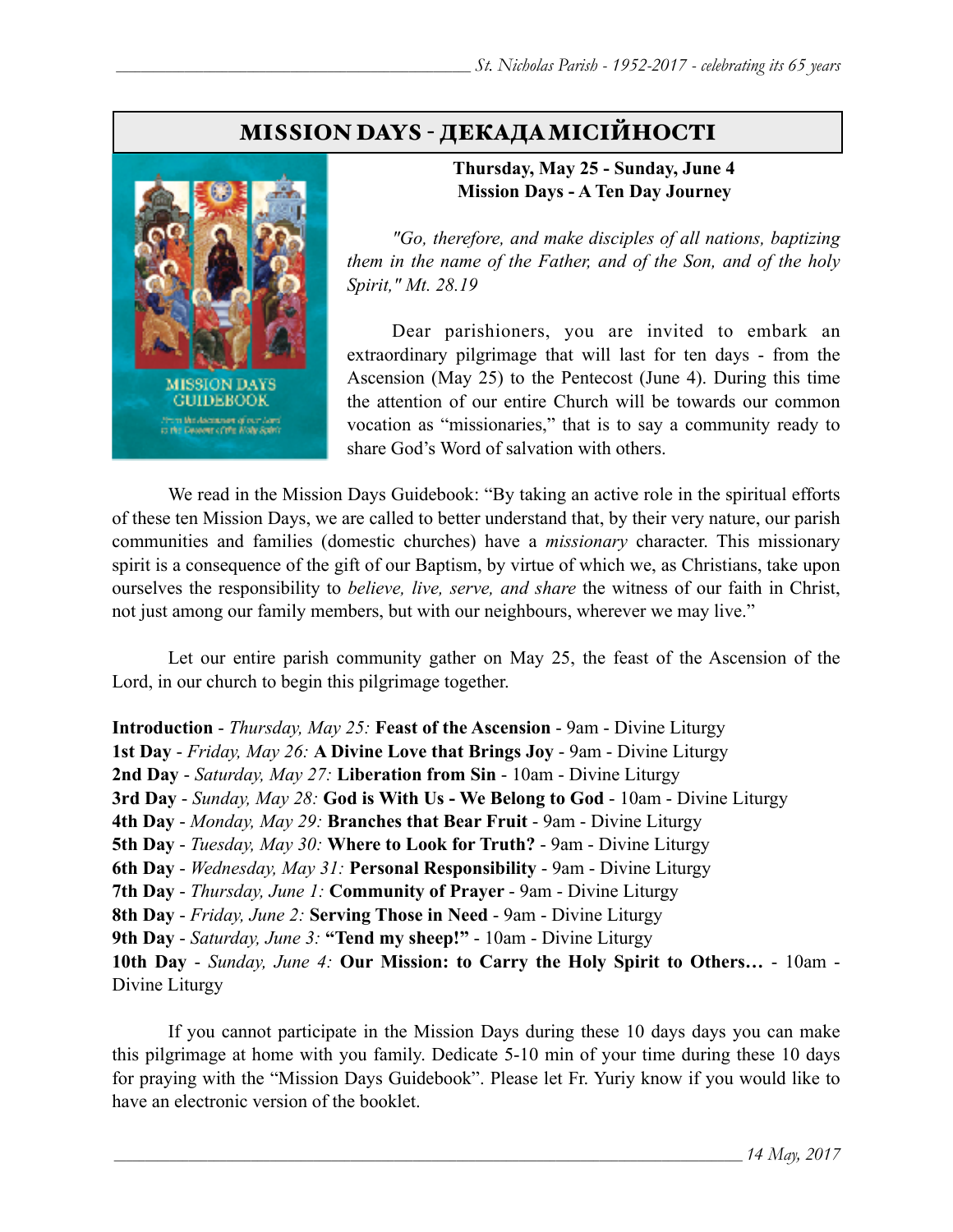# MISSION DAYS - ДЕКАДА МІСІЙНОСТІ

**Thursday, May 25 - Sunday, June 4**
**Mission Days - A Ten Day Journey**

*"Go, therefore, and make disciples of all nations, baptizing them in the name of the Father, and of the Son, and of the holy Spirit," Mt. 28.19*

Dear parishioners, you are invited to embark an extraordinary pilgrimage that will last for ten days - from the Ascension (May 25) to the Pentecost (June 4). During this time the attention of our entire Church will be towards our common vocation as "missionaries," that is to say a community ready to share God's Word of salvation with others.

We read in the Mission Days Guidebook: "By taking an active role in the spiritual efforts of these ten Mission Days, we are called to better understand that, by their very nature, our parish communities and families (domestic churches) have a *missionary* character. This missionary spirit is a consequence of the gift of our Baptism, by virtue of which we, as Christians, take upon ourselves the responsibility to *believe, live, serve, and share* the witness of our faith in Christ, not just among our family members, but with our neighbours, wherever we may live."

Let our entire parish community gather on May 25, the feast of the Ascension of the Lord, in our church to begin this pilgrimage together.

**Introduction** - *Thursday, May 25:* **Feast of the Ascension** - 9am - Divine Liturgy
**1st Day** - *Friday, May 26:* **A Divine Love that Brings Joy** - 9am - Divine Liturgy
**2nd Day** - *Saturday, May 27:* **Liberation from Sin** - 10am - Divine Liturgy
**3rd Day** - *Sunday, May 28:* **God is With Us - We Belong to God** - 10am - Divine Liturgy
**4th Day** - *Monday, May 29:* **Branches that Bear Fruit** - 9am - Divine Liturgy
**5th Day** - *Tuesday, May 30:* **Where to Look for Truth?** - 9am - Divine Liturgy
**6th Day** - *Wednesday, May 31:* **Personal Responsibility** - 9am - Divine Liturgy
**7th Day** - *Thursday, June 1:* **Community of Prayer** - 9am - Divine Liturgy
**8th Day** - *Friday, June 2:* **Serving Those in Need** - 9am - Divine Liturgy
**9th Day** - *Saturday, June 3:* **"Tend my sheep!"** - 10am - Divine Liturgy
**10th Day** - *Sunday, June 4:* **Our Mission: to Carry the Holy Spirit to Others…** - 10am - Divine Liturgy

If you cannot participate in the Mission Days during these 10 days days you can make this pilgrimage at home with you family. Dedicate 5-10 min of your time during these 10 days for praying with the "Mission Days Guidebook". Please let Fr. Yuriy know if you would like to have an electronic version of the booklet.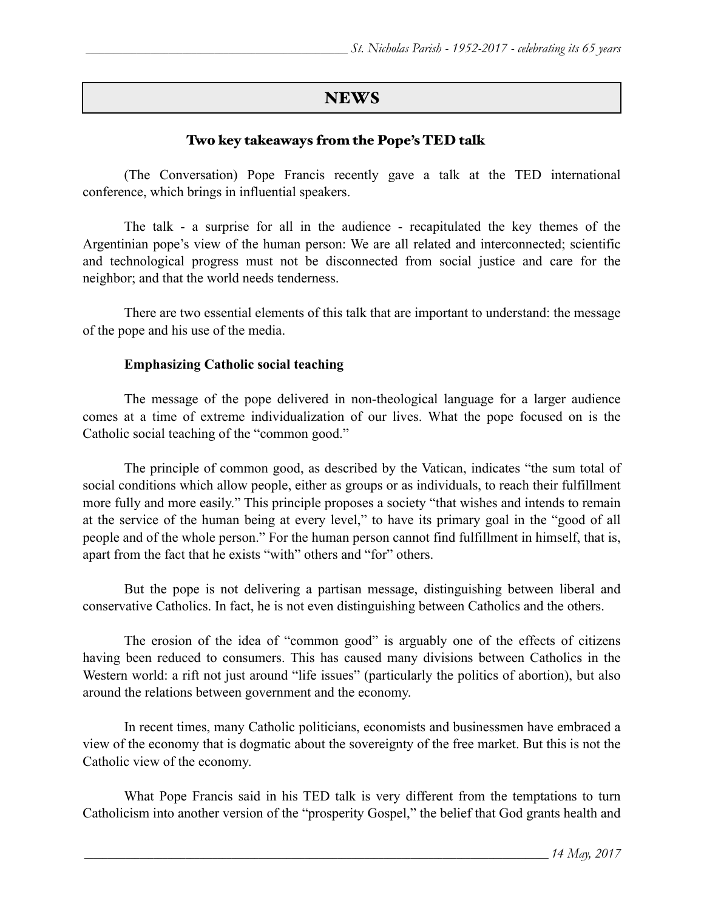# NEWS

## Two key takeaways from the Pope's TED talk

(The Conversation) Pope Francis recently gave a talk at the TED international conference, which brings in influential speakers.

The talk - a surprise for all in the audience - recapitulated the key themes of the Argentinian pope's view of the human person: We are all related and interconnected; scientific and technological progress must not be disconnected from social justice and care for the neighbor; and that the world needs tenderness.

There are two essential elements of this talk that are important to understand: the message of the pope and his use of the media.

**Emphasizing Catholic social teaching**

The message of the pope delivered in non-theological language for a larger audience comes at a time of extreme individualization of our lives. What the pope focused on is the Catholic social teaching of the "common good."

The principle of common good, as described by the Vatican, indicates "the sum total of social conditions which allow people, either as groups or as individuals, to reach their fulfillment more fully and more easily." This principle proposes a society "that wishes and intends to remain at the service of the human being at every level," to have its primary goal in the "good of all people and of the whole person." For the human person cannot find fulfillment in himself, that is, apart from the fact that he exists "with" others and "for" others.

But the pope is not delivering a partisan message, distinguishing between liberal and conservative Catholics. In fact, he is not even distinguishing between Catholics and the others.

The erosion of the idea of "common good" is arguably one of the effects of citizens having been reduced to consumers. This has caused many divisions between Catholics in the Western world: a rift not just around "life issues" (particularly the politics of abortion), but also around the relations between government and the economy.

In recent times, many Catholic politicians, economists and businessmen have embraced a view of the economy that is dogmatic about the sovereignty of the free market. But this is not the Catholic view of the economy.

What Pope Francis said in his TED talk is very different from the temptations to turn Catholicism into another version of the "prosperity Gospel," the belief that God grants health and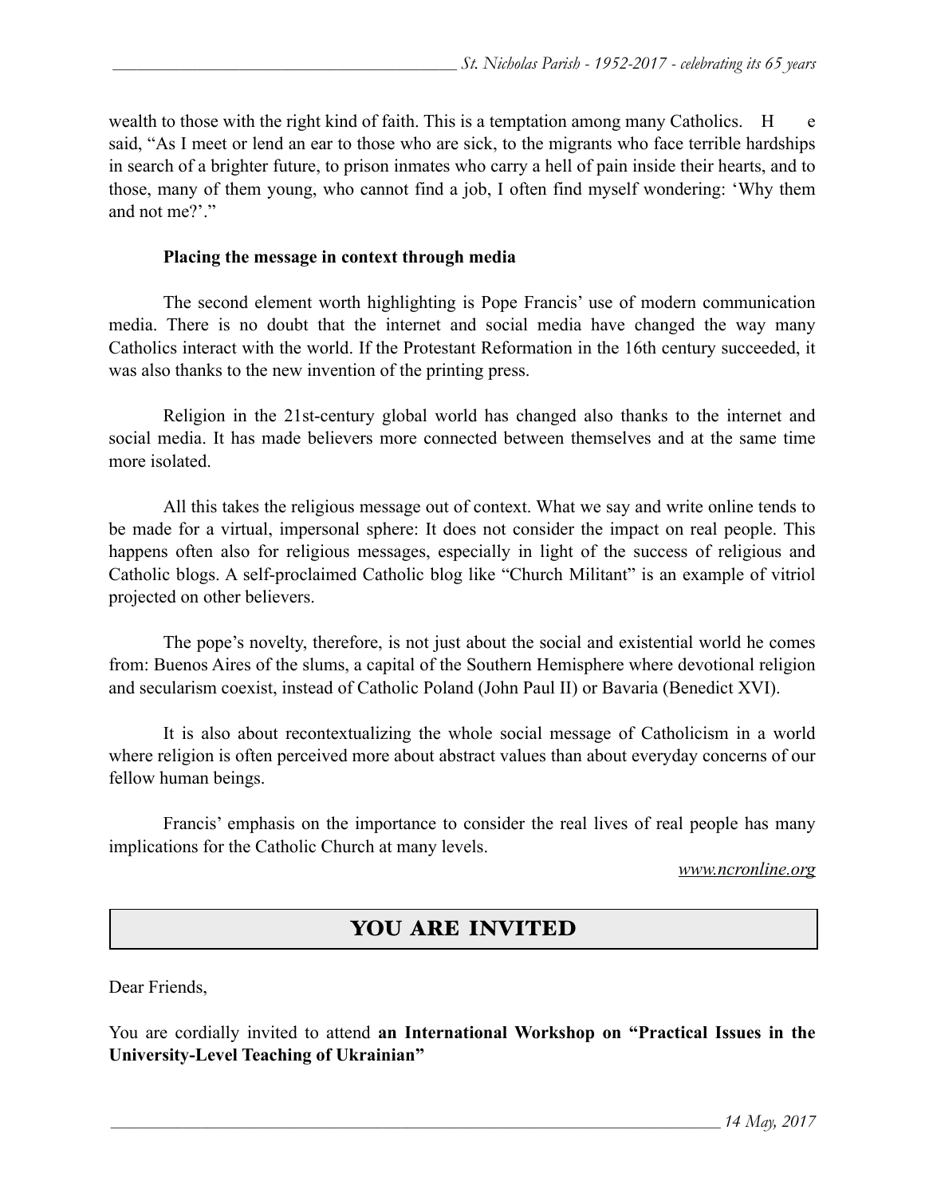wealth to those with the right kind of faith. This is a temptation among many Catholics. He said, "As I meet or lend an ear to those who are sick, to the migrants who face terrible hardships in search of a brighter future, to prison inmates who carry a hell of pain inside their hearts, and to those, many of them young, who cannot find a job, I often find myself wondering: 'Why them and not me?'."

**Placing the message in context through media**

The second element worth highlighting is Pope Francis' use of modern communication media. There is no doubt that the internet and social media have changed the way many Catholics interact with the world. If the Protestant Reformation in the 16th century succeeded, it was also thanks to the new invention of the printing press.

Religion in the 21st-century global world has changed also thanks to the internet and social media. It has made believers more connected between themselves and at the same time more isolated.

All this takes the religious message out of context. What we say and write online tends to be made for a virtual, impersonal sphere: It does not consider the impact on real people. This happens often also for religious messages, especially in light of the success of religious and Catholic blogs. A self-proclaimed Catholic blog like "Church Militant" is an example of vitriol projected on other believers.

The pope's novelty, therefore, is not just about the social and existential world he comes from: Buenos Aires of the slums, a capital of the Southern Hemisphere where devotional religion and secularism coexist, instead of Catholic Poland (John Paul II) or Bavaria (Benedict XVI).

It is also about recontextualizing the whole social message of Catholicism in a world where religion is often perceived more about abstract values than about everyday concerns of our fellow human beings.

Francis' emphasis on the importance to consider the real lives of real people has many implications for the Catholic Church at many levels.

*www.ncronline.org*

## YOU ARE INVITED

Dear Friends,

You are cordially invited to attend **an International Workshop on "Practical Issues in the University-Level Teaching of Ukrainian"**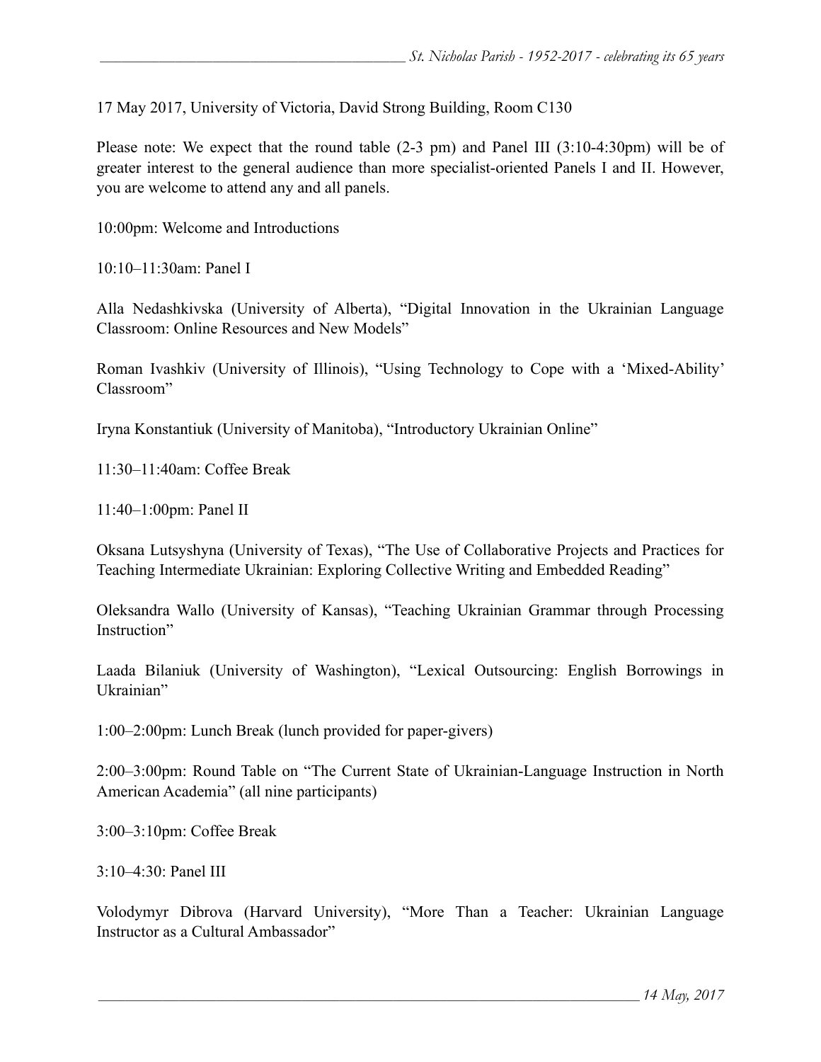17 May 2017, University of Victoria, David Strong Building, Room C130

Please note: We expect that the round table (2-3 pm) and Panel III (3:10-4:30pm) will be of greater interest to the general audience than more specialist-oriented Panels I and II. However, you are welcome to attend any and all panels.

10:00pm: Welcome and Introductions

10:10–11:30am: Panel I

Alla Nedashkivska (University of Alberta), "Digital Innovation in the Ukrainian Language Classroom: Online Resources and New Models"

Roman Ivashkiv (University of Illinois), "Using Technology to Cope with a 'Mixed-Ability' Classroom"

Iryna Konstantiuk (University of Manitoba), "Introductory Ukrainian Online"

11:30–11:40am: Coffee Break

11:40–1:00pm: Panel II

Oksana Lutsyshyna (University of Texas), "The Use of Collaborative Projects and Practices for Teaching Intermediate Ukrainian: Exploring Collective Writing and Embedded Reading"

Oleksandra Wallo (University of Kansas), "Teaching Ukrainian Grammar through Processing Instruction"

Laada Bilaniuk (University of Washington), "Lexical Outsourcing: English Borrowings in Ukrainian"

1:00–2:00pm: Lunch Break (lunch provided for paper-givers)

2:00–3:00pm: Round Table on "The Current State of Ukrainian-Language Instruction in North American Academia" (all nine participants)

3:00–3:10pm: Coffee Break

3:10–4:30: Panel III

Volodymyr Dibrova (Harvard University), "More Than a Teacher: Ukrainian Language Instructor as a Cultural Ambassador"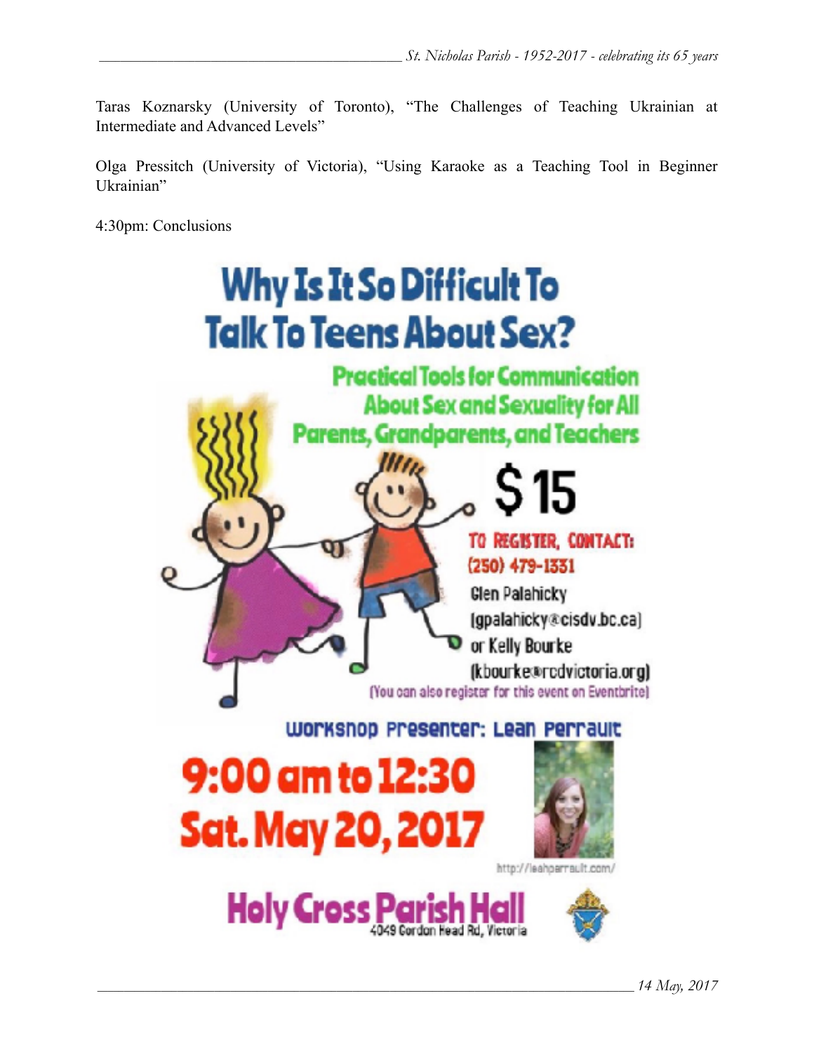Taras Koznarsky (University of Toronto), “The Challenges of Teaching Ukrainian at Intermediate and Advanced Levels”

Olga Pressitch (University of Victoria), “Using Karaoke as a Teaching Tool in Beginner Ukrainian”

4:30pm: Conclusions

# Why Is It So Difficult To Talk To Teens About Sex?

## Practical Tools for Communication About Sex and Sexuality for All Parents, Grandparents, and Teachers

**$ 15**

TO REGISTER, CONTACT:
(250) 479-1331
Glen Palahicky
(gpalahicky@cisdv.bc.ca)
or Kelly Bourke
(kbourke@rcdvictoria.org)
(You can also register for this event on Eventbrite)

Workshop Presenter: Leah Perrault

**9:00 am to 12:30**
**Sat. May 20, 2017**

http://leahperrault.com/

**Holy Cross Parish Hall**
4049 Gordon Head Rd, Victoria